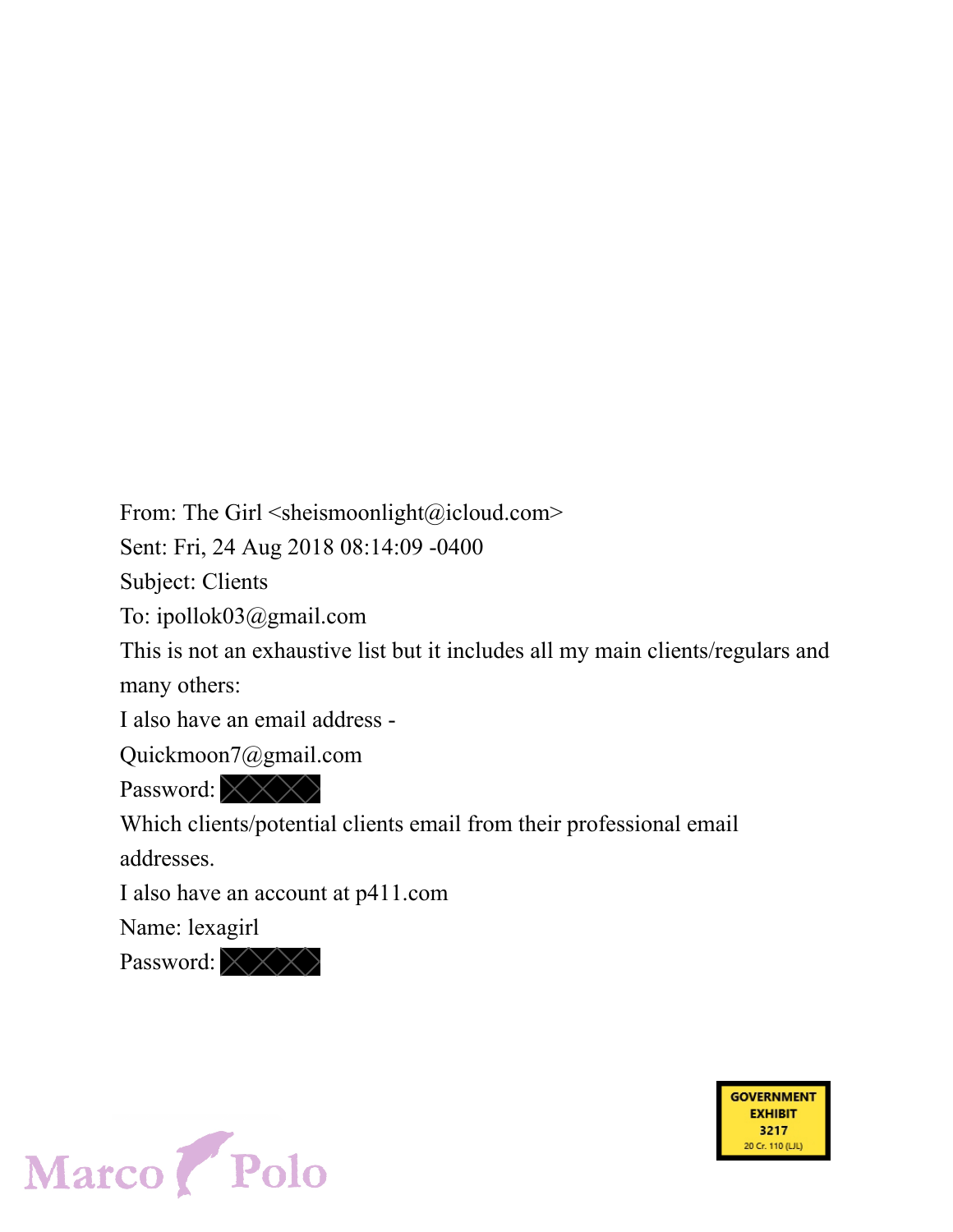From: The Girl <sheismoonlight@icloud.com>
Sent: Fri, 24 Aug 2018 08:14:09 -0400
Subject: Clients
To: ipollok03@gmail.com

This is not an exhaustive list but it includes all my main clients/regulars and many others:

I also have an email address -

Quickmoon7@gmail.com

Password: [REDACTED]

Which clients/potential clients email from their professional email addresses.

I also have an account at p411.com

Name: lexagirl

Password: [REDACTED]

GOVERNMENT EXHIBIT 3217
20 Cr. 110 (LJL)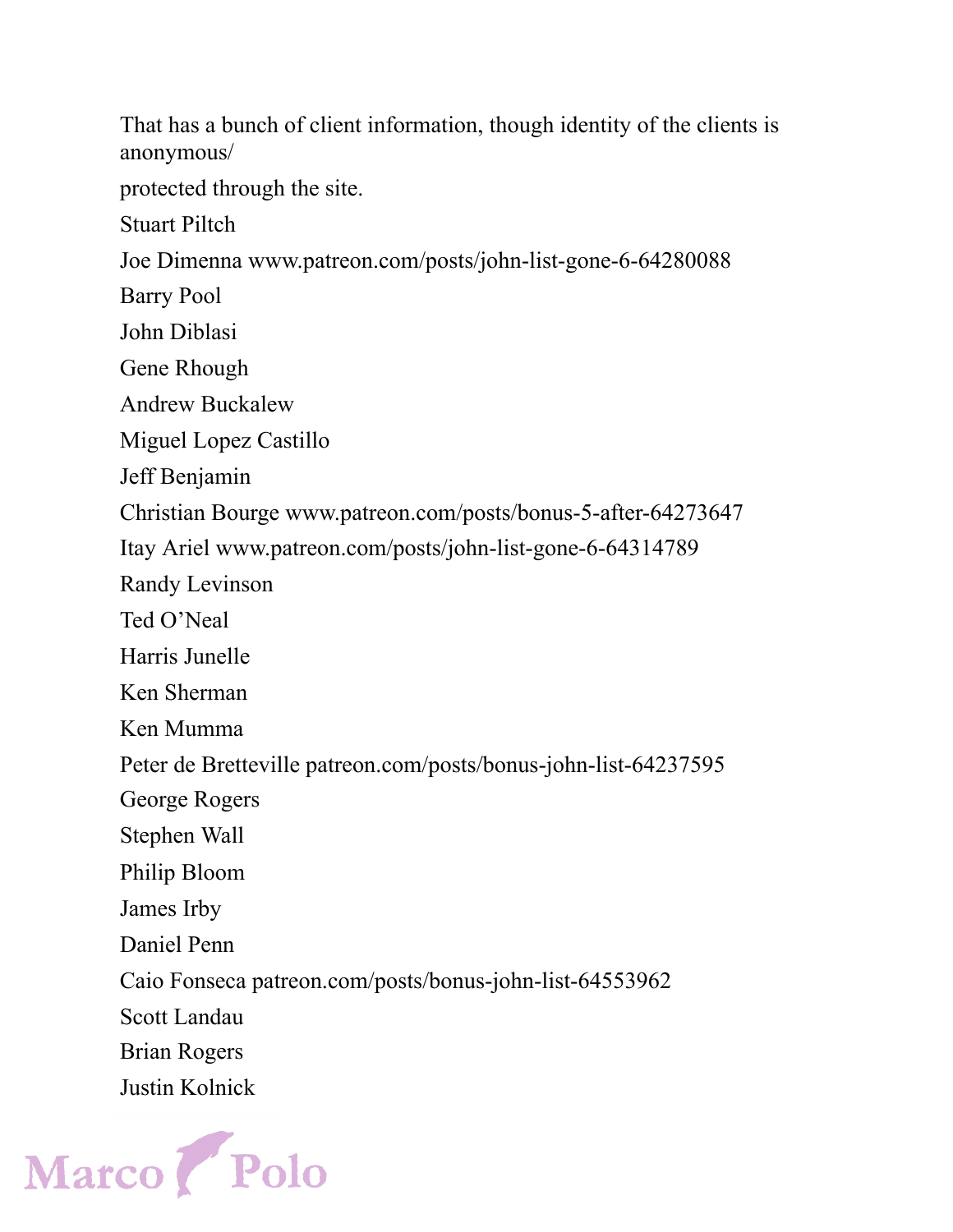That has a bunch of client information, though identity of the clients is anonymous/

protected through the site.

Stuart Piltch

Joe Dimenna www.patreon.com/posts/john-list-gone-6-64280088

Barry Pool

John Diblasi

Gene Rhough

Andrew Buckalew

Miguel Lopez Castillo

Jeff Benjamin

Christian Bourge www.patreon.com/posts/bonus-5-after-64273647

Itay Ariel www.patreon.com/posts/john-list-gone-6-64314789

Randy Levinson

Ted O'Neal

Harris Junelle

Ken Sherman

Ken Mumma

Peter de Bretteville patreon.com/posts/bonus-john-list-64237595

George Rogers

Stephen Wall

Philip Bloom

James Irby

Daniel Penn

Caio Fonseca patreon.com/posts/bonus-john-list-64553962

Scott Landau

Brian Rogers

Justin Kolnick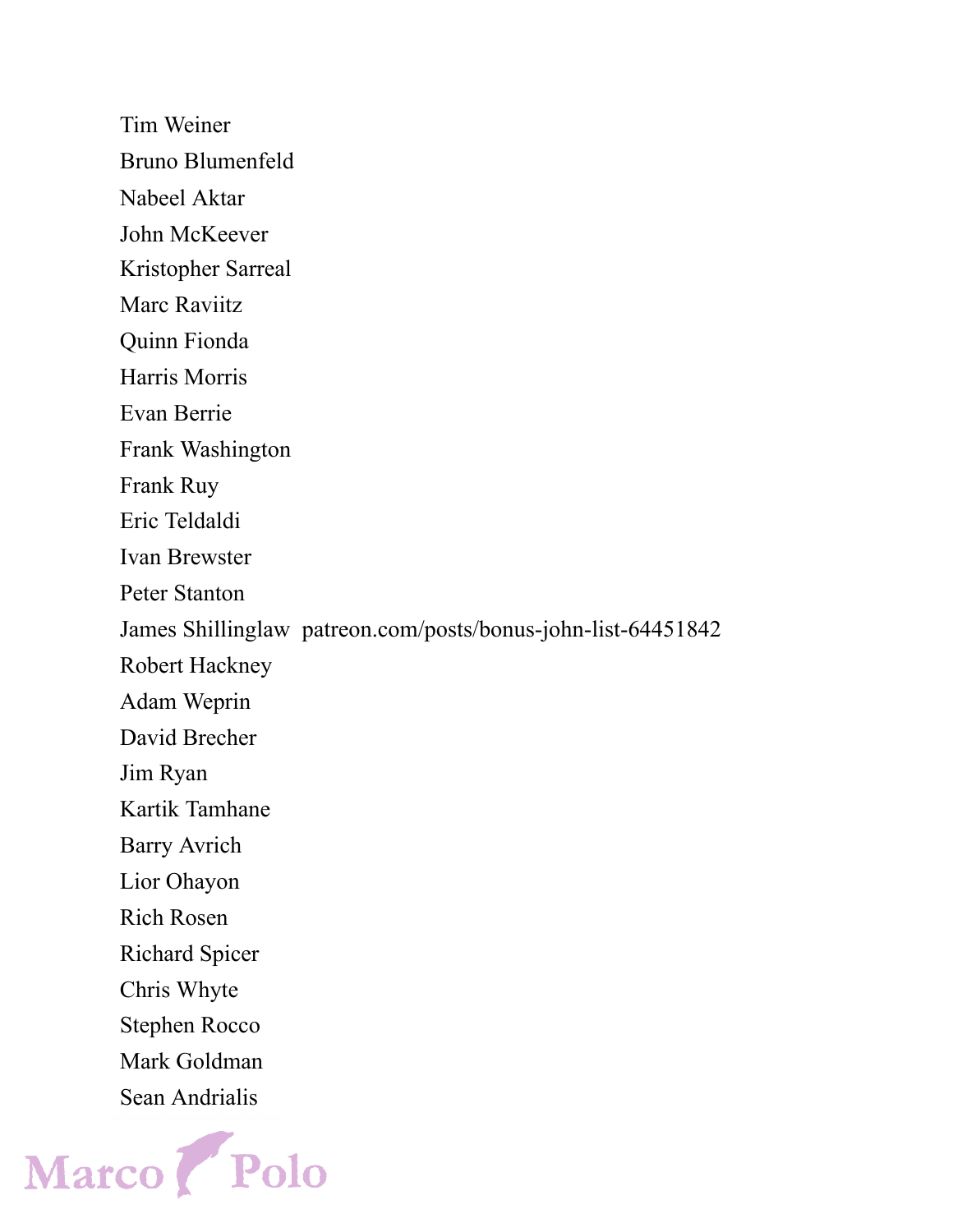Tim Weiner

Bruno Blumenfeld

Nabeel Aktar

John McKeever

Kristopher Sarreal

Marc Raviitz

Quinn Fionda

Harris Morris

Evan Berrie

Frank Washington

Frank Ruy

Eric Teldaldi

Ivan Brewster

Peter Stanton

James Shillinglaw  patreon.com/posts/bonus-john-list-64451842

Robert Hackney

Adam Weprin

David Brecher

Jim Ryan

Kartik Tamhane

Barry Avrich

Lior Ohayon

Rich Rosen

Richard Spicer

Chris Whyte

Stephen Rocco

Mark Goldman

Sean Andrialis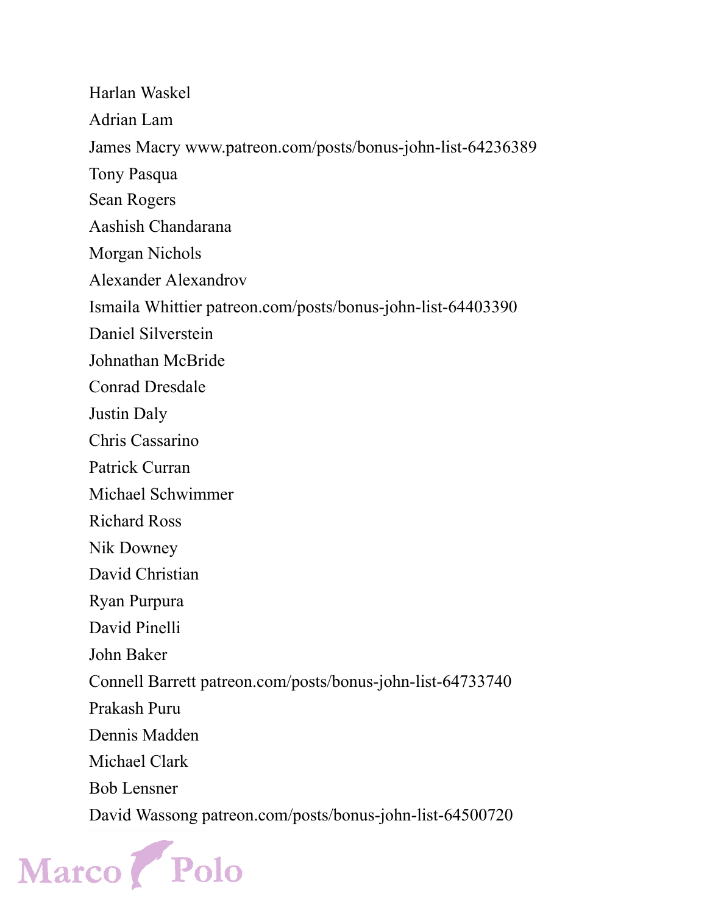Harlan Waskel

Adrian Lam

James Macry www.patreon.com/posts/bonus-john-list-64236389

Tony Pasqua

Sean Rogers

Aashish Chandarana

Morgan Nichols

Alexander Alexandrov

Ismaila Whittier patreon.com/posts/bonus-john-list-64403390

Daniel Silverstein

Johnathan McBride

Conrad Dresdale

Justin Daly

Chris Cassarino

Patrick Curran

Michael Schwimmer

Richard Ross

Nik Downey

David Christian

Ryan Purpura

David Pinelli

John Baker

Connell Barrett patreon.com/posts/bonus-john-list-64733740

Prakash Puru

Dennis Madden

Michael Clark

Bob Lensner

David Wassong patreon.com/posts/bonus-john-list-64500720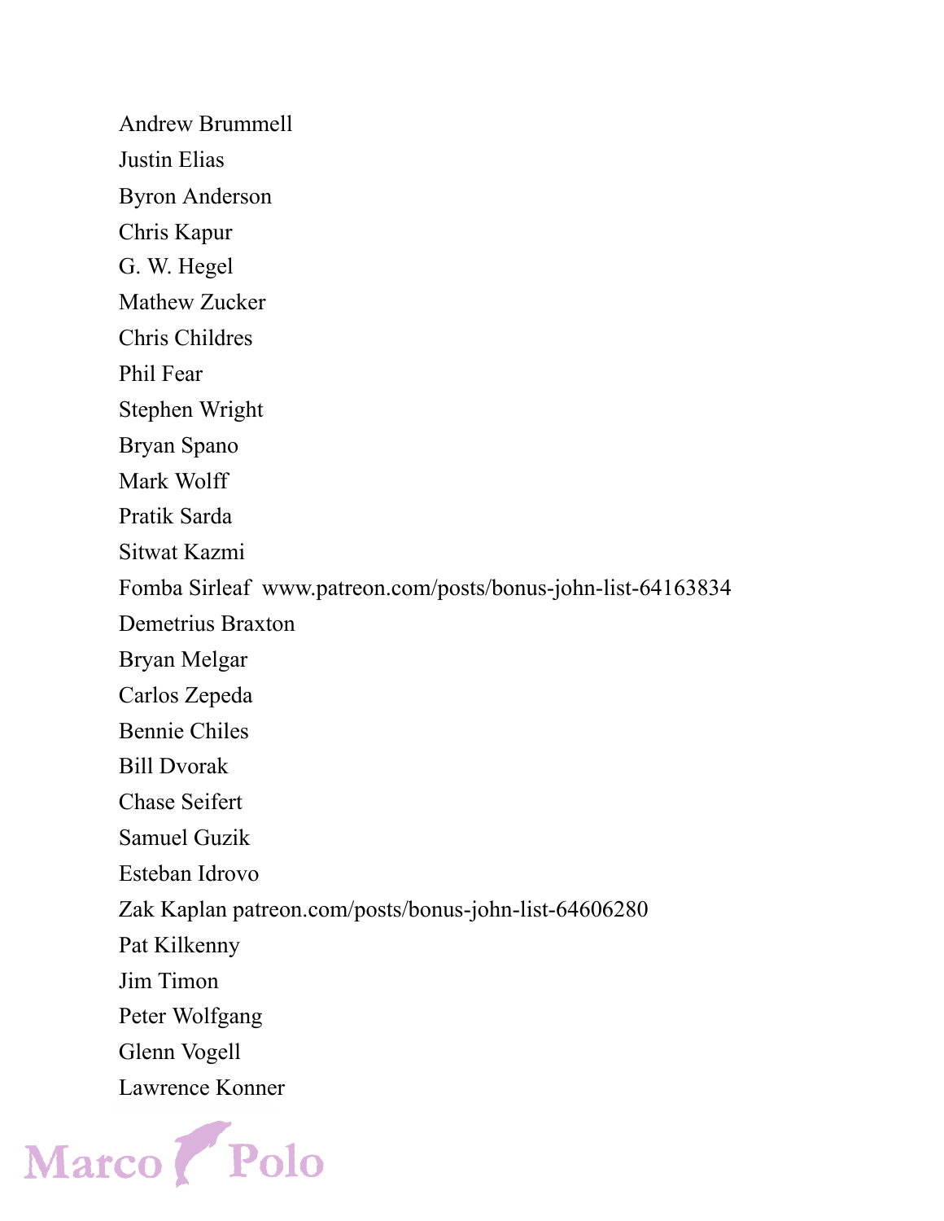Andrew Brummell

Justin Elias

Byron Anderson

Chris Kapur

G. W. Hegel

Mathew Zucker

Chris Childres

Phil Fear

Stephen Wright

Bryan Spano

Mark Wolff

Pratik Sarda

Sitwat Kazmi

Fomba Sirleaf www.patreon.com/posts/bonus-john-list-64163834

Demetrius Braxton

Bryan Melgar

Carlos Zepeda

Bennie Chiles

Bill Dvorak

Chase Seifert

Samuel Guzik

Esteban Idrovo

Zak Kaplan patreon.com/posts/bonus-john-list-64606280

Pat Kilkenny

Jim Timon

Peter Wolfgang

Glenn Vogell

Lawrence Konner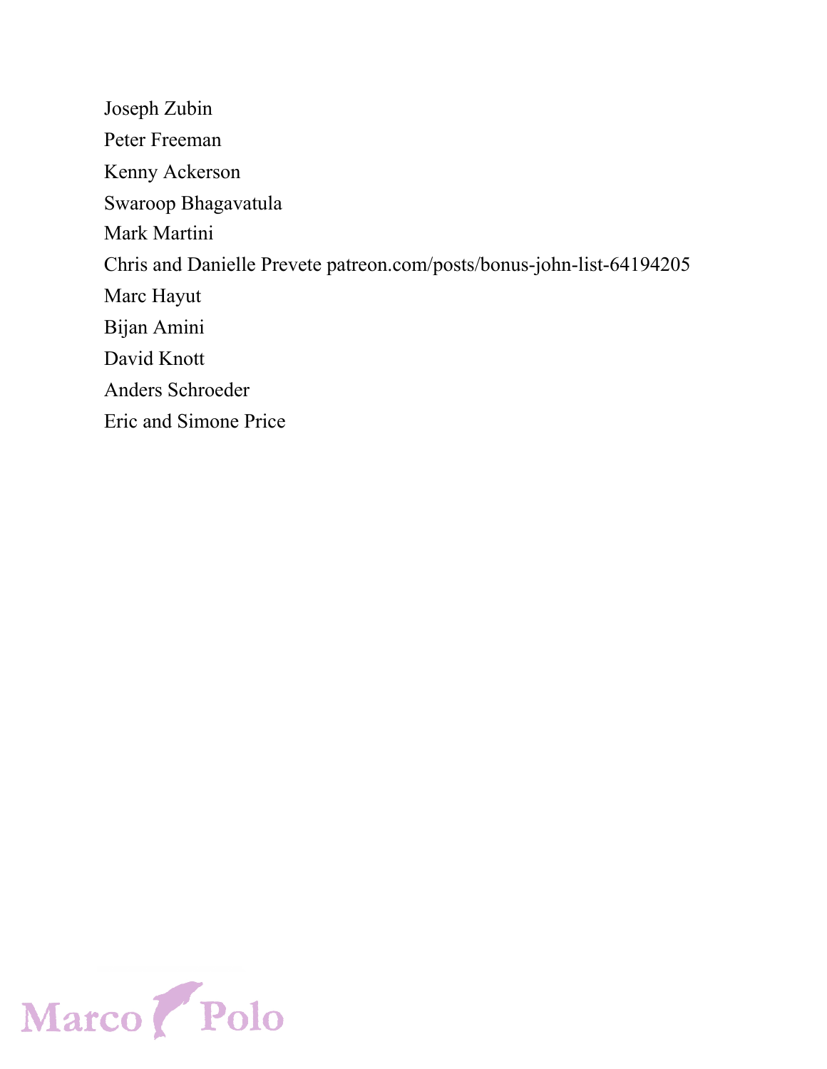Joseph Zubin

Peter Freeman

Kenny Ackerson

Swaroop Bhagavatula

Mark Martini

Chris and Danielle Prevete patreon.com/posts/bonus-john-list-64194205

Marc Hayut

Bijan Amini

David Knott

Anders Schroeder

Eric and Simone Price

Marco Polo